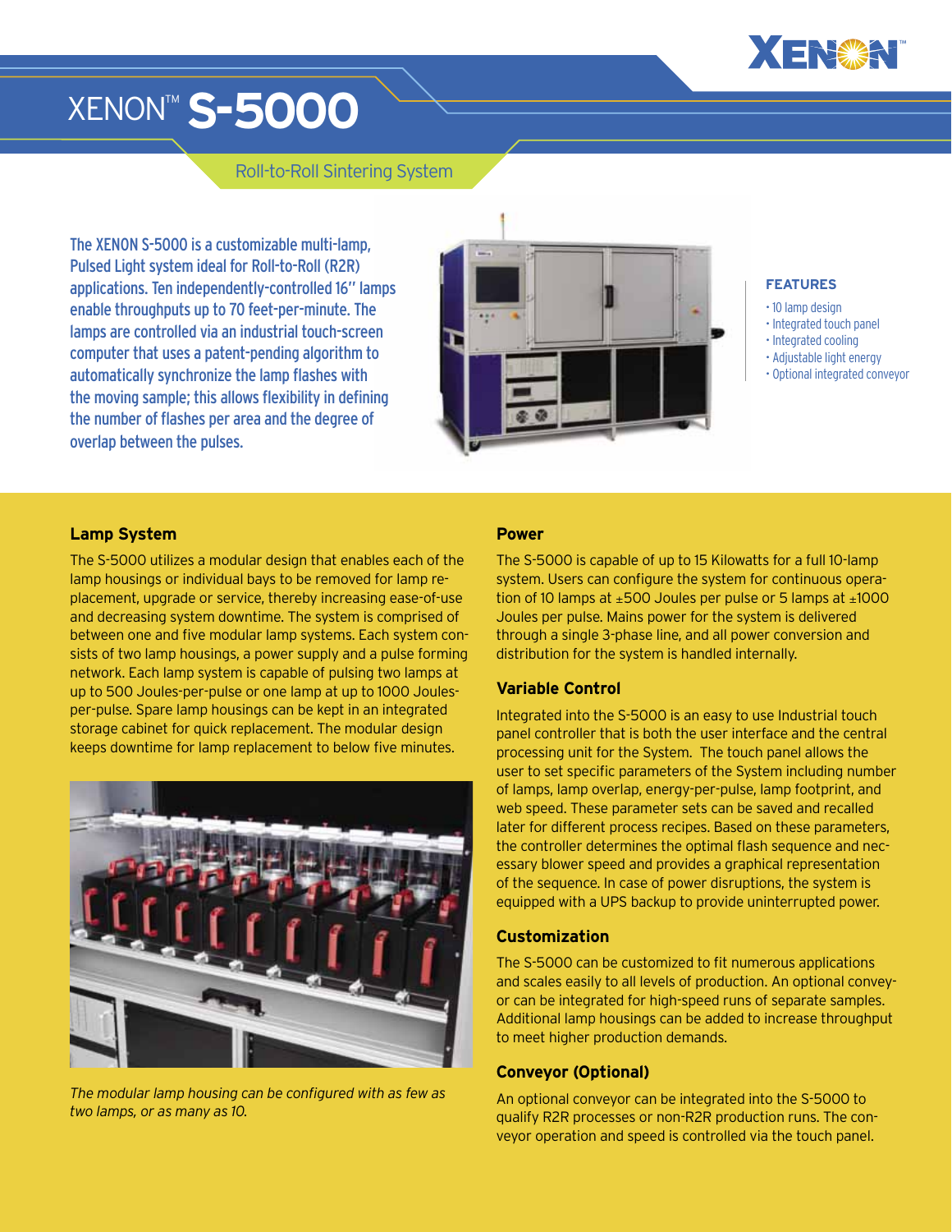# XENON™ S-5000

## Roll-to-Roll Sintering System

The XENON S-5000 is a customizable multi-lamp, Pulsed Light system ideal for Roll-to-Roll (R2R) applications. Ten independently-controlled 16" lamps enable throughputs up to 70 feet-per-minute. The lamps are controlled via an industrial touch-screen computer that uses a patent-pending algorithm to automatically synchronize the lamp flashes with the moving sample; this allows flexibility in defining the number of flashes per area and the degree of overlap between the pulses.

**FEATURES**

- 10 lamp design
- Integrated touch panel
- Integrated cooling
- Adjustable light energy
- Optional integrated conveyor

### Lamp System

The S-5000 utilizes a modular design that enables each of the lamp housings or individual bays to be removed for lamp replacement, upgrade or service, thereby increasing ease-of-use and decreasing system downtime. The system is comprised of between one and five modular lamp systems. Each system consists of two lamp housings, a power supply and a pulse forming network. Each lamp system is capable of pulsing two lamps at up to 500 Joules-per-pulse or one lamp at up to 1000 Joules-per-pulse. Spare lamp housings can be kept in an integrated storage cabinet for quick replacement. The modular design keeps downtime for lamp replacement to below five minutes.

*The modular lamp housing can be configured with as few as two lamps, or as many as 10.*

### Power

The S-5000 is capable of up to 15 Kilowatts for a full 10-lamp system. Users can configure the system for continuous operation of 10 lamps at ±500 Joules per pulse or 5 lamps at ±1000 Joules per pulse. Mains power for the system is delivered through a single 3-phase line, and all power conversion and distribution for the system is handled internally.

### Variable Control

Integrated into the S-5000 is an easy to use Industrial touch panel controller that is both the user interface and the central processing unit for the System. The touch panel allows the user to set specific parameters of the System including number of lamps, lamp overlap, energy-per-pulse, lamp footprint, and web speed. These parameter sets can be saved and recalled later for different process recipes. Based on these parameters, the controller determines the optimal flash sequence and necessary blower speed and provides a graphical representation of the sequence. In case of power disruptions, the system is equipped with a UPS backup to provide uninterrupted power.

### Customization

The S-5000 can be customized to fit numerous applications and scales easily to all levels of production. An optional conveyor can be integrated for high-speed runs of separate samples. Additional lamp housings can be added to increase throughput to meet higher production demands.

### Conveyor (Optional)

An optional conveyor can be integrated into the S-5000 to qualify R2R processes or non-R2R production runs. The conveyor operation and speed is controlled via the touch panel.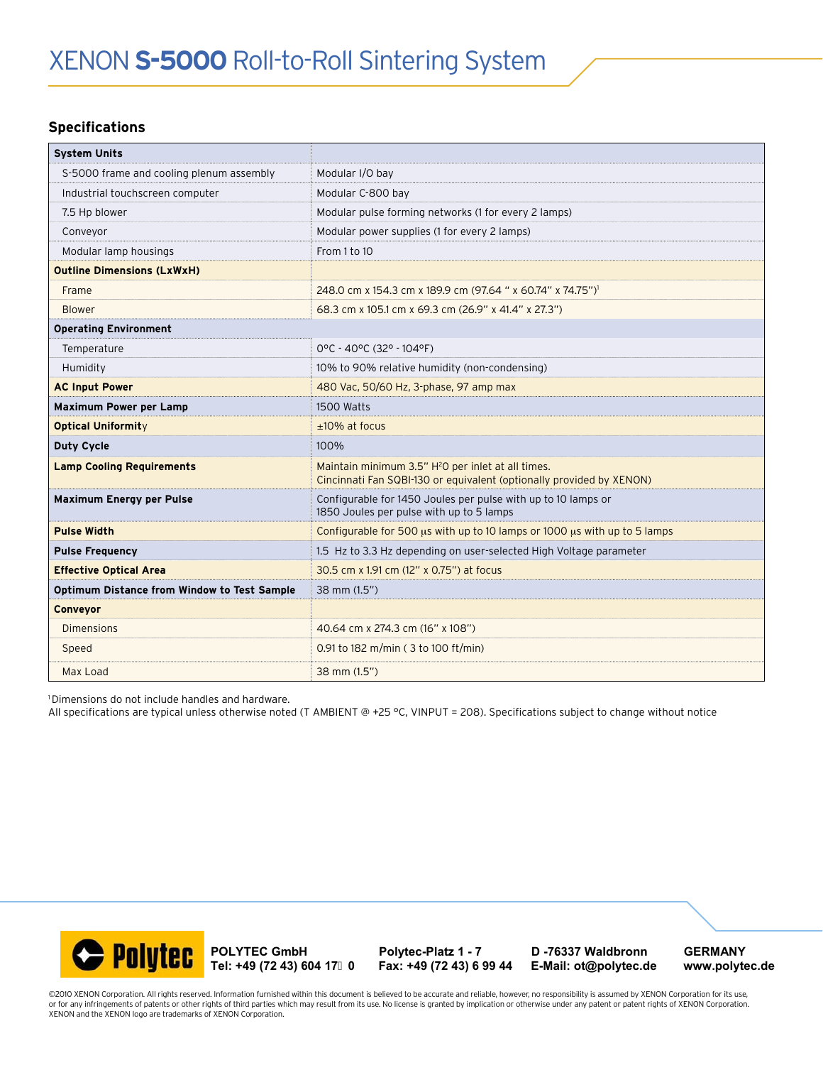# XENON **S-5000** Roll-to-Roll Sintering System

## Specifications

| | |
|---|---|
| **System Units** | |
| S-5000 frame and cooling plenum assembly | Modular I/O bay |
| Industrial touchscreen computer | Modular C-800 bay |
| 7.5 Hp blower | Modular pulse forming networks (1 for every 2 lamps) |
| Conveyor | Modular power supplies (1 for every 2 lamps) |
| Modular lamp housings | From 1 to 10 |
| **Outline Dimensions (LxWxH)** | |
| Frame | 248.0 cm x 154.3 cm x 189.9 cm (97.64 " x 60.74" x 74.75")[1] |
| Blower | 68.3 cm x 105.1 cm x 69.3 cm (26.9" x 41.4" x 27.3") |
| **Operating Environment** | |
| Temperature | 0°C - 40°C (32° - 104°F) |
| Humidity | 10% to 90% relative humidity (non-condensing) |
| **AC Input Power** | 480 Vac, 50/60 Hz, 3-phase, 97 amp max |
| **Maximum Power per Lamp** | 1500 Watts |
| **Optical Uniformity** | ±10% at focus |
| **Duty Cycle** | 100% |
| **Lamp Cooling Requirements** | Maintain minimum 3.5" $H^2O$ per inlet at all times. Cincinnati Fan SQBI-130 or equivalent (optionally provided by XENON) |
| **Maximum Energy per Pulse** | Configurable for 1450 Joules per pulse with up to 10 lamps or 1850 Joules per pulse with up to 5 lamps |
| **Pulse Width** | Configurable for 500 µs with up to 10 lamps or 1000 µs with up to 5 lamps |
| **Pulse Frequency** | 1.5 Hz to 3.3 Hz depending on user-selected High Voltage parameter |
| **Effective Optical Area** | 30.5 cm x 1.91 cm (12" x 0.75") at focus |
| **Optimum Distance from Window to Test Sample** | 38 mm (1.5") |
| **Conveyor** | |
| Dimensions | 40.64 cm x 274.3 cm (16" x 108") |
| Speed | 0.91 to 182 m/min ( 3 to 100 ft/min) |
| Max Load | 38 mm (1.5") |

[1] Dimensions do not include handles and hardware.
All specifications are typical unless otherwise noted (T AMBIENT @ +25 °C, VINPUT = 208). Specifications subject to change without notice

POLYTEC GmbH | Polytec-Platz 1 - 7 | D -76337 Waldbronn | GERMANY
Tel: +49 (72 43) 604 170 | Fax: +49 (72 43) 6 99 44 | E-Mail: ot@polytec.de | www.polytec.de

©2010 XENON Corporation. All rights reserved. Information furnished within this document is believed to be accurate and reliable, however, no responsibility is assumed by XENON Corporation for its use, or for any infringements of patents or other rights of third parties which may result from its use. No license is granted by implication or otherwise under any patent or patent rights of XENON Corporation. XENON and the XENON logo are trademarks of XENON Corporation.